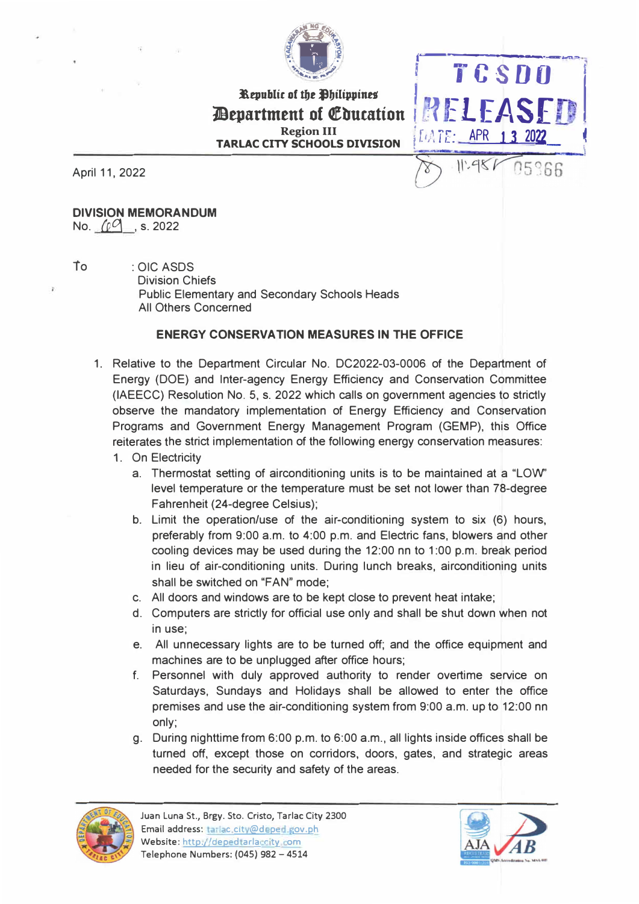Republic of the Philippines
**Department of Education**
Region III
**TARLAC CITY SCHOOLS DIVISION**

TCSDO
RELEASED
DATE: APR 13 2022
11:45 05366

April 11, 2022

**DIVISION MEMORANDUM**
No. 69, s. 2022

To : OIC ASDS
Division Chiefs
Public Elementary and Secondary Schools Heads
All Others Concerned

**ENERGY CONSERVATION MEASURES IN THE OFFICE**

1. Relative to the Department Circular No. DC2022-03-0006 of the Department of Energy (DOE) and Inter-agency Energy Efficiency and Conservation Committee (IAEECC) Resolution No. 5, s. 2022 which calls on government agencies to strictly observe the mandatory implementation of Energy Efficiency and Conservation Programs and Government Energy Management Program (GEMP), this Office reiterates the strict implementation of the following energy conservation measures:
   1. On Electricity
      a. Thermostat setting of airconditioning units is to be maintained at a "LOW" level temperature or the temperature must be set not lower than 78-degree Fahrenheit (24-degree Celsius);
      b. Limit the operation/use of the air-conditioning system to six (6) hours, preferably from 9:00 a.m. to 4:00 p.m. and Electric fans, blowers and other cooling devices may be used during the 12:00 nn to 1:00 p.m. break period in lieu of air-conditioning units. During lunch breaks, airconditioning units shall be switched on "FAN" mode;
      c. All doors and windows are to be kept close to prevent heat intake;
      d. Computers are strictly for official use only and shall be shut down when not in use;
      e. All unnecessary lights are to be turned off; and the office equipment and machines are to be unplugged after office hours;
      f. Personnel with duly approved authority to render overtime service on Saturdays, Sundays and Holidays shall be allowed to enter the office premises and use the air-conditioning system from 9:00 a.m. up to 12:00 nn only;
      g. During nighttime from 6:00 p.m. to 6:00 a.m., all lights inside offices shall be turned off, except those on corridors, doors, gates, and strategic areas needed for the security and safety of the areas.

Juan Luna St., Brgy. Sto. Cristo, Tarlac City 2300
Email address: tarlac.city@deped.gov.ph
Website: http://depedtarlaccity.com
Telephone Numbers: (045) 982 – 4514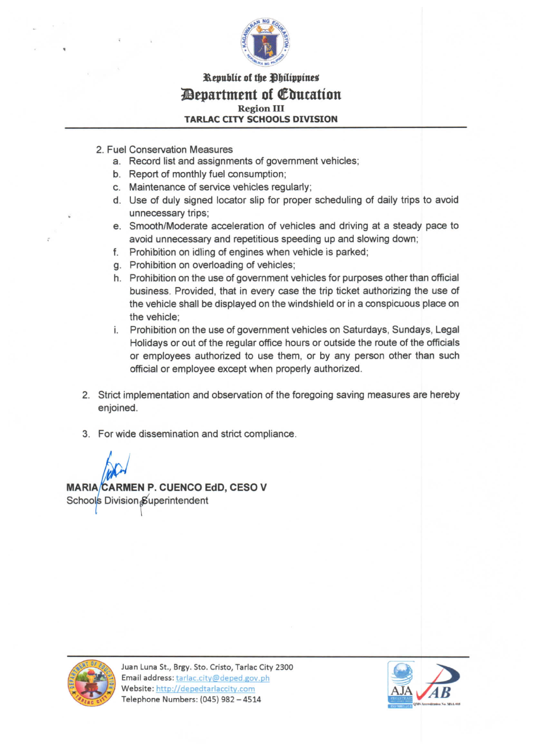2. Fuel Conservation Measures
   a. Record list and assignments of government vehicles;
   b. Report of monthly fuel consumption;
   c. Maintenance of service vehicles regularly;
   d. Use of duly signed locator slip for proper scheduling of daily trips to avoid unnecessary trips;
   e. Smooth/Moderate acceleration of vehicles and driving at a steady pace to avoid unnecessary and repetitious speeding up and slowing down;
   f. Prohibition on idling of engines when vehicle is parked;
   g. Prohibition on overloading of vehicles;
   h. Prohibition on the use of government vehicles for purposes other than official business. Provided, that in every case the trip ticket authorizing the use of the vehicle shall be displayed on the windshield or in a conspicuous place on the vehicle;
   i. Prohibition on the use of government vehicles on Saturdays, Sundays, Legal Holidays or out of the regular office hours or outside the route of the officials or employees authorized to use them, or by any person other than such official or employee except when properly authorized.

2. Strict implementation and observation of the foregoing saving measures are hereby enjoined.

3. For wide dissemination and strict compliance.

**MARIA CARMEN P. CUENCO EdD, CESO V**
Schools Division Superintendent

Juan Luna St., Brgy. Sto. Cristo, Tarlac City 2300
Email address: tarlac.city@deped.gov.ph
Website: http://depedtarlaccity.com
Telephone Numbers: (045) 982 – 4514